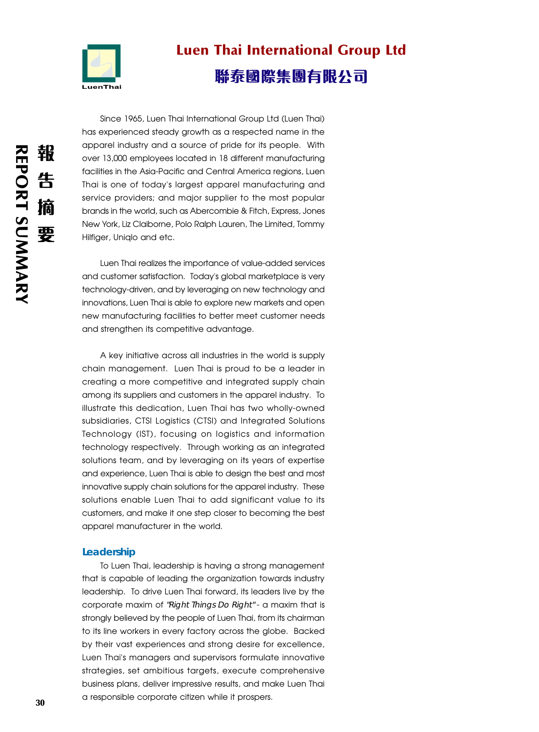# Luen Thai International Group Ltd

# 聯泰國際集團有限公司

REPORT SUMMARY 報告摘要

Since 1965, Luen Thai International Group Ltd (Luen Thai) has experienced steady growth as a respected name in the apparel industry and a source of pride for its people. With over 13,000 employees located in 18 different manufacturing facilities in the Asia-Pacific and Central America regions, Luen Thai is one of today's largest apparel manufacturing and service providers; and major supplier to the most popular brands in the world, such as Abercombie & Fitch, Express, Jones New York, Liz Claiborne, Polo Ralph Lauren, The Limited, Tommy Hilfiger, Uniqlo and etc.

Luen Thai realizes the importance of value-added services and customer satisfaction. Today's global marketplace is very technology-driven, and by leveraging on new technology and innovations, Luen Thai is able to explore new markets and open new manufacturing facilities to better meet customer needs and strengthen its competitive advantage.

A key initiative across all industries in the world is supply chain management. Luen Thai is proud to be a leader in creating a more competitive and integrated supply chain among its suppliers and customers in the apparel industry. To illustrate this dedication, Luen Thai has two wholly-owned subsidiaries, CTSI Logistics (CTSI) and Integrated Solutions Technology (IST), focusing on logistics and information technology respectively. Through working as an integrated solutions team, and by leveraging on its years of expertise and experience, Luen Thai is able to design the best and most innovative supply chain solutions for the apparel industry. These solutions enable Luen Thai to add significant value to its customers, and make it one step closer to becoming the best apparel manufacturer in the world.

## Leadership

To Luen Thai, leadership is having a strong management that is capable of leading the organization towards industry leadership. To drive Luen Thai forward, its leaders live by the corporate maxim of *"Right Things Do Right"* - a maxim that is strongly believed by the people of Luen Thai, from its chairman to its line workers in every factory across the globe. Backed by their vast experiences and strong desire for excellence, Luen Thai's managers and supervisors formulate innovative strategies, set ambitious targets, execute comprehensive business plans, deliver impressive results, and make Luen Thai a responsible corporate citizen while it prospers.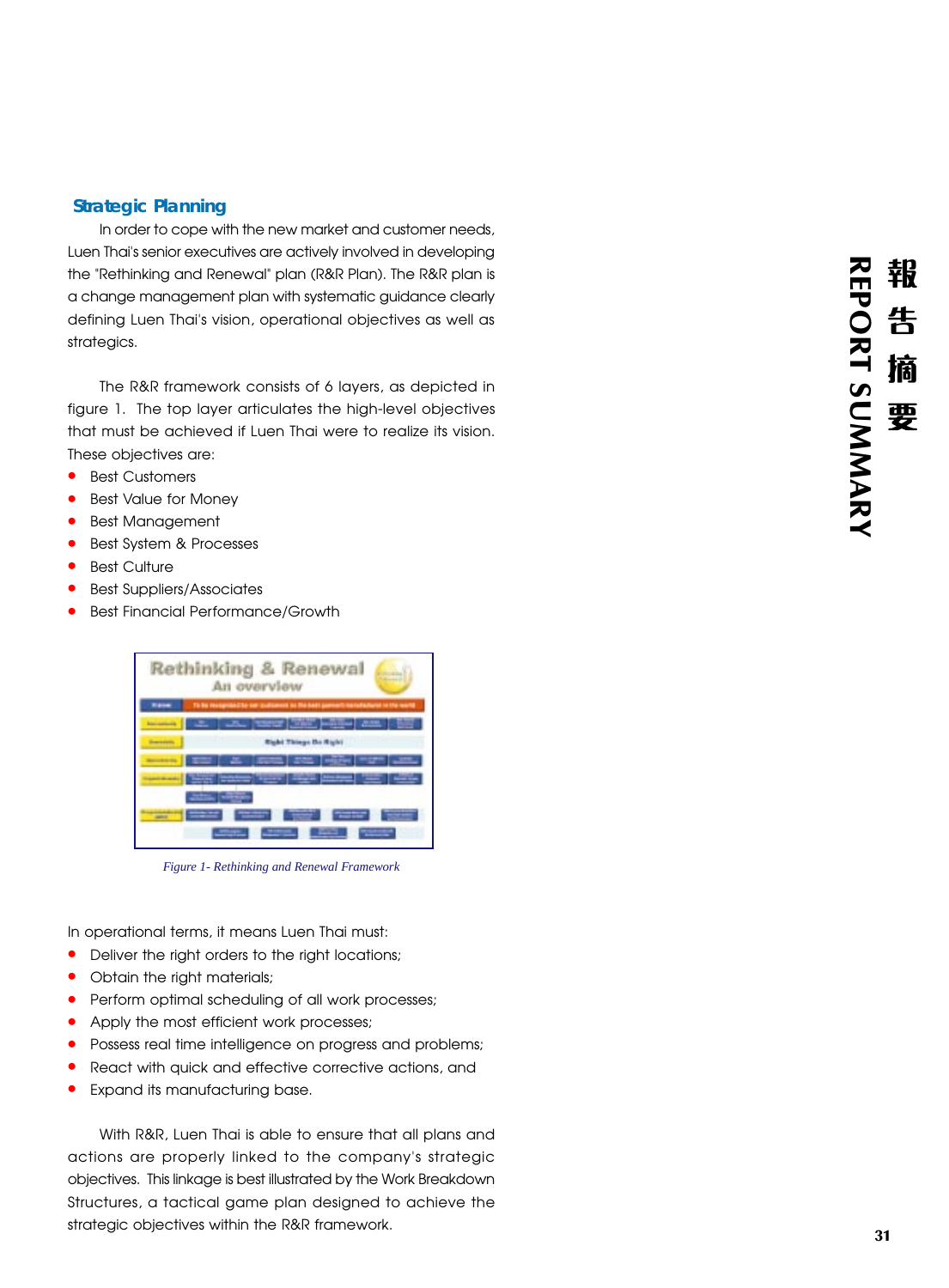## Strategic Planning

In order to cope with the new market and customer needs, Luen Thai's senior executives are actively involved in developing the "Rethinking and Renewal" plan (R&R Plan). The R&R plan is a change management plan with systematic guidance clearly defining Luen Thai's vision, operational objectives as well as strategics.

The R&R framework consists of 6 layers, as depicted in figure 1. The top layer articulates the high-level objectives that must be achieved if Luen Thai were to realize its vision. These objectives are:

- Best Customers
- Best Value for Money
- Best Management
- Best System & Processes
- Best Culture
- Best Suppliers/Associates
- Best Financial Performance/Growth

*Figure 1- Rethinking and Renewal Framework*

In operational terms, it means Luen Thai must:

- Deliver the right orders to the right locations;
- Obtain the right materials;
- Perform optimal scheduling of all work processes;
- Apply the most efficient work processes;
- Possess real time intelligence on progress and problems;
- React with quick and effective corrective actions, and
- Expand its manufacturing base.

With R&R, Luen Thai is able to ensure that all plans and actions are properly linked to the company's strategic objectives. This linkage is best illustrated by the Work Breakdown Structures, a tactical game plan designed to achieve the strategic objectives within the R&R framework.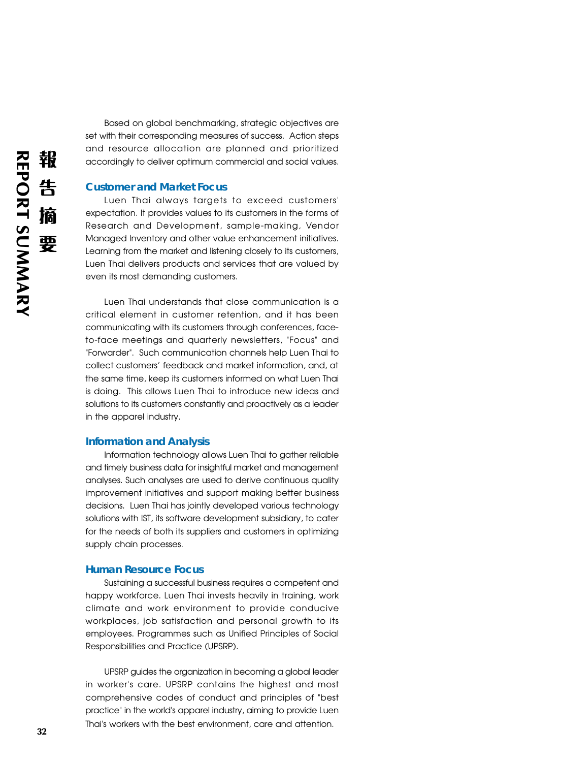Based on global benchmarking, strategic objectives are set with their corresponding measures of success. Action steps and resource allocation are planned and prioritized accordingly to deliver optimum commercial and social values.

### Customer and Market Focus

Luen Thai always targets to exceed customers' expectation. It provides values to its customers in the forms of Research and Development, sample-making, Vendor Managed Inventory and other value enhancement initiatives. Learning from the market and listening closely to its customers, Luen Thai delivers products and services that are valued by even its most demanding customers.

Luen Thai understands that close communication is a critical element in customer retention, and it has been communicating with its customers through conferences, face-to-face meetings and quarterly newsletters, "Focus" and "Forwarder". Such communication channels help Luen Thai to collect customers' feedback and market information, and, at the same time, keep its customers informed on what Luen Thai is doing. This allows Luen Thai to introduce new ideas and solutions to its customers constantly and proactively as a leader in the apparel industry.

### Information and Analysis

Information technology allows Luen Thai to gather reliable and timely business data for insightful market and management analyses. Such analyses are used to derive continuous quality improvement initiatives and support making better business decisions. Luen Thai has jointly developed various technology solutions with IST, its software development subsidiary, to cater for the needs of both its suppliers and customers in optimizing supply chain processes.

### Human Resource Focus

Sustaining a successful business requires a competent and happy workforce. Luen Thai invests heavily in training, work climate and work environment to provide conducive workplaces, job satisfaction and personal growth to its employees. Programmes such as Unified Principles of Social Responsibilities and Practice (UPSRP).

UPSRP guides the organization in becoming a global leader in worker's care. UPSRP contains the highest and most comprehensive codes of conduct and principles of "best practice" in the world's apparel industry, aiming to provide Luen Thai's workers with the best environment, care and attention.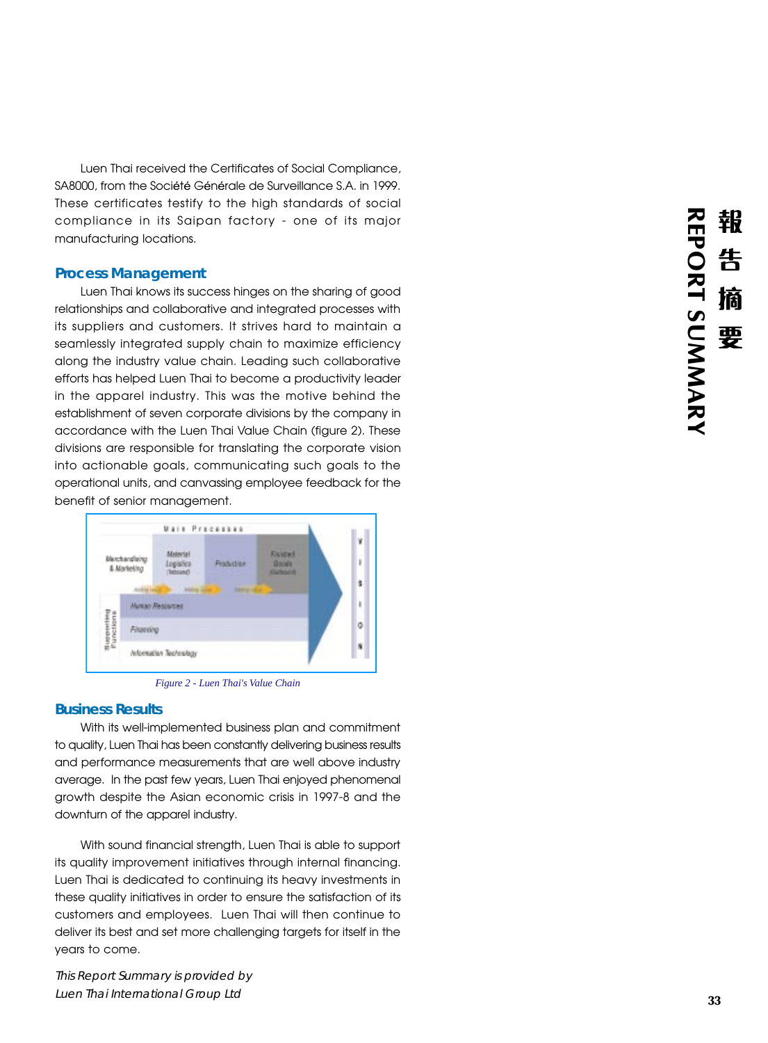Luen Thai received the Certificates of Social Compliance, SA8000, from the Société Générale de Surveillance S.A. in 1999. These certificates testify to the high standards of social compliance in its Saipan factory - one of its major manufacturing locations.

## Process Management

Luen Thai knows its success hinges on the sharing of good relationships and collaborative and integrated processes with its suppliers and customers. It strives hard to maintain a seamlessly integrated supply chain to maximize efficiency along the industry value chain. Leading such collaborative efforts has helped Luen Thai to become a productivity leader in the apparel industry. This was the motive behind the establishment of seven corporate divisions by the company in accordance with the Luen Thai Value Chain (figure 2). These divisions are responsible for translating the corporate vision into actionable goals, communicating such goals to the operational units, and canvassing employee feedback for the benefit of senior management.

Main Processes

Merchandising & Marketing

Material Logistics (Inbound)

Production

Finished Goods (Outbound)

Adding value

Adding value

Adding value

Supporting Functions

Human Resources

Financing

Information Technology

VISION

*Figure 2 - Luen Thai's Value Chain*

## Business Results

With its well-implemented business plan and commitment to quality, Luen Thai has been constantly delivering business results and performance measurements that are well above industry average. In the past few years, Luen Thai enjoyed phenomenal growth despite the Asian economic crisis in 1997-8 and the downturn of the apparel industry.

With sound financial strength, Luen Thai is able to support its quality improvement initiatives through internal financing. Luen Thai is dedicated to continuing its heavy investments in these quality initiatives in order to ensure the satisfaction of its customers and employees. Luen Thai will then continue to deliver its best and set more challenging targets for itself in the years to come.

*This Report Summary is provided by*
*Luen Thai International Group Ltd*